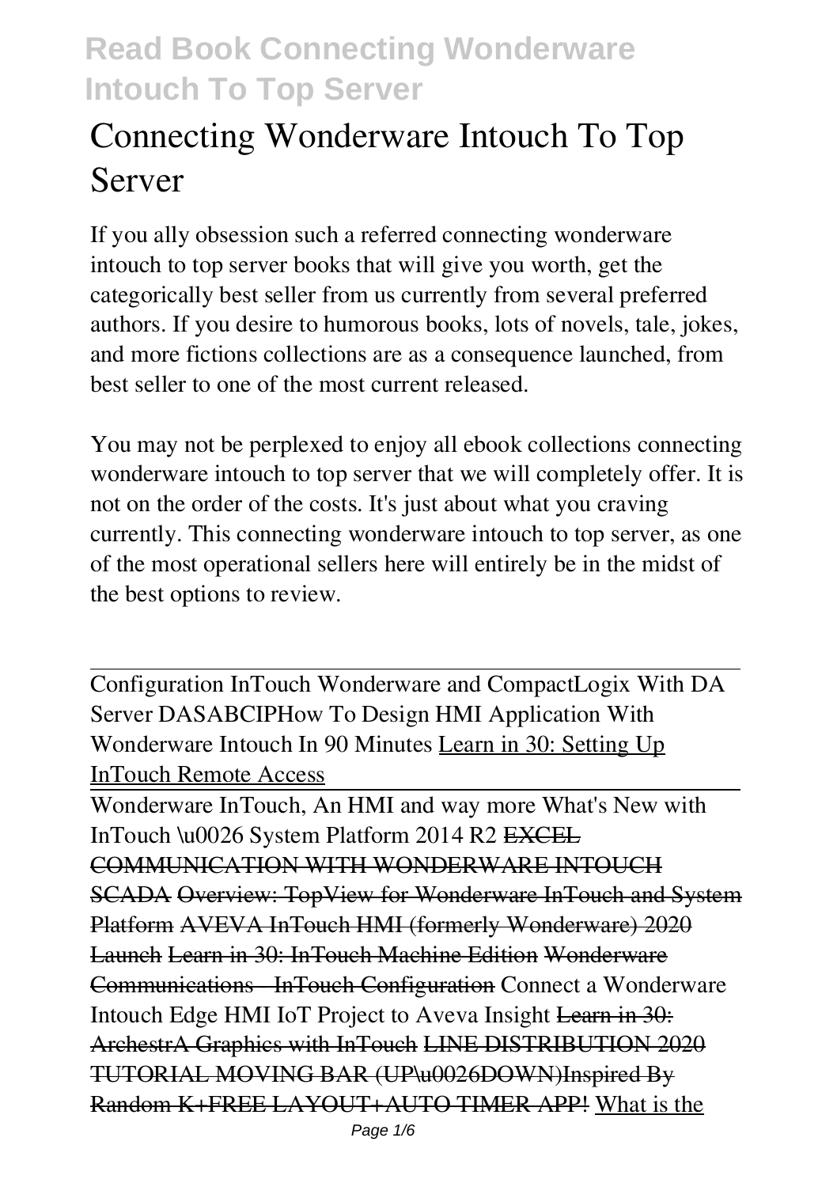# Connecting Wonderware Intouch To Top Server

If you ally obsession such a referred connecting wonderware intouch to top server books that will give you worth, get the categorically best seller from us currently from several preferred authors. If you desire to humorous books, lots of novels, tale, jokes, and more fictions collections are as a consequence launched, from best seller to one of the most current released.

You may not be perplexed to enjoy all ebook collections connecting wonderware intouch to top server that we will completely offer. It is not on the order of the costs. It's just about what you craving currently. This connecting wonderware intouch to top server, as one of the most operational sellers here will entirely be in the midst of the best options to review.

---

Configuration InTouch Wonderware and CompactLogix With DA Server DASABCIP*How To Design HMI Application With Wonderware Intouch In 90 Minutes* Learn in 30: Setting Up InTouch Remote Access

Wonderware InTouch, An HMI and way more What's New with InTouch \u0026 System Platform 2014 R2 ~~EXCEL COMMUNICATION WITH WONDERWARE INTOUCH SCADA~~ ~~Overview: TopView for Wonderware InTouch and System Platform~~ ~~AVEVA InTouch HMI (formerly Wonderware) 2020 Launch~~ ~~Learn in 30: InTouch Machine Edition~~ ~~Wonderware Communications - InTouch Configuration~~ *Connect a Wonderware Intouch Edge HMI IoT Project to Aveva Insight* ~~Learn in 30: ArchestrA Graphics with InTouch~~ ~~LINE DISTRIBUTION 2020 TUTORIAL MOVING BAR (UP\u0026DOWN)Inspired By Random K+FREE LAYOUT+AUTO TIMER APP!~~ What is the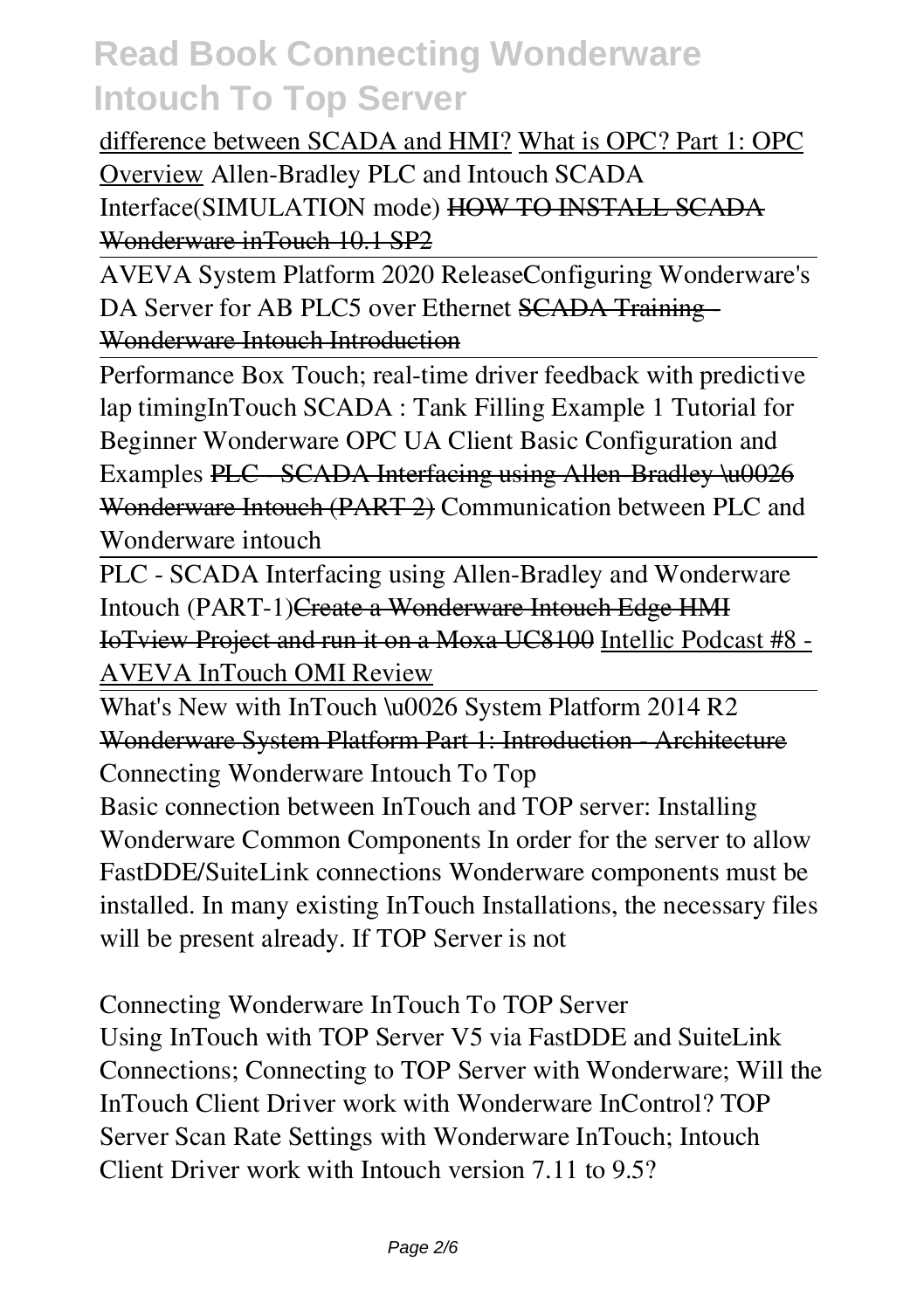difference between SCADA and HMI? What is OPC? Part 1: OPC Overview Allen-Bradley PLC and Intouch SCADA Interface(SIMULATION mode) ~~HOW TO INSTALL SCADA Wonderware inTouch 10.1 SP2~~

AVEVA System Platform 2020 ReleaseConfiguring Wonderware's DA Server for AB PLC5 over Ethernet ~~SCADA Training - Wonderware Intouch Introduction~~

Performance Box Touch; real-time driver feedback with predictive lap timingInTouch SCADA : Tank Filling Example 1 Tutorial for Beginner Wonderware OPC UA Client Basic Configuration and Examples ~~PLC - SCADA Interfacing using Allen-Bradley \u0026 Wonderware Intouch (PART 2)~~ Communication between PLC and Wonderware intouch

PLC - SCADA Interfacing using Allen-Bradley and Wonderware Intouch (PART-1)~~Create a Wonderware Intouch Edge HMI IoTview Project and run it on a Moxa UC8100~~ Intellic Podcast #8 - AVEVA InTouch OMI Review

What's New with InTouch \u0026 System Platform 2014 R2 ~~Wonderware System Platform Part 1: Introduction - Architecture~~

Connecting Wonderware Intouch To Top

Basic connection between InTouch and TOP server: Installing Wonderware Common Components In order for the server to allow FastDDE/SuiteLink connections Wonderware components must be installed. In many existing InTouch Installations, the necessary files will be present already. If TOP Server is not

Connecting Wonderware InTouch To TOP Server

Using InTouch with TOP Server V5 via FastDDE and SuiteLink Connections; Connecting to TOP Server with Wonderware; Will the InTouch Client Driver work with Wonderware InControl? TOP Server Scan Rate Settings with Wonderware InTouch; Intouch Client Driver work with Intouch version 7.11 to 9.5?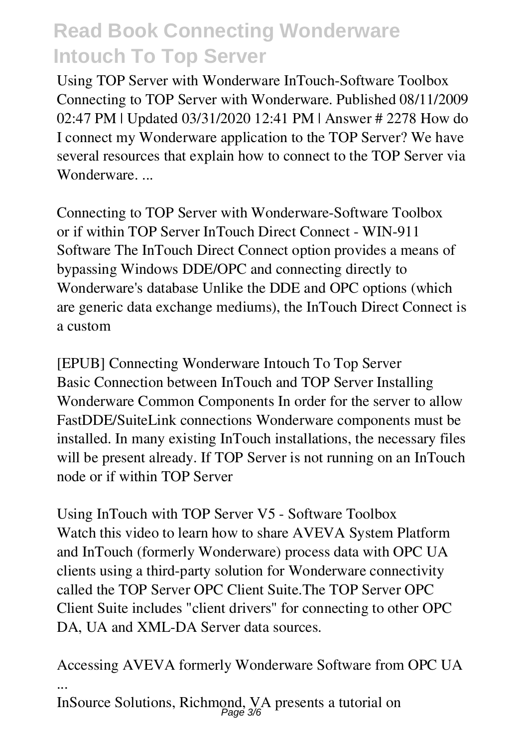Using TOP Server with Wonderware InTouch-Software Toolbox Connecting to TOP Server with Wonderware. Published 08/11/2009 02:47 PM | Updated 03/31/2020 12:41 PM | Answer # 2278 How do I connect my Wonderware application to the TOP Server? We have several resources that explain how to connect to the TOP Server via Wonderware. ...

**Connecting to TOP Server with Wonderware-Software Toolbox**
or if within TOP Server InTouch Direct Connect - WIN-911 Software The InTouch Direct Connect option provides a means of bypassing Windows DDE/OPC and connecting directly to Wonderware's database Unlike the DDE and OPC options (which are generic data exchange mediums), the InTouch Direct Connect is a custom

**[EPUB] Connecting Wonderware Intouch To Top Server**
Basic Connection between InTouch and TOP Server Installing Wonderware Common Components In order for the server to allow FastDDE/SuiteLink connections Wonderware components must be installed. In many existing InTouch installations, the necessary files will be present already. If TOP Server is not running on an InTouch node or if within TOP Server

**Using InTouch with TOP Server V5 - Software Toolbox**
Watch this video to learn how to share AVEVA System Platform and InTouch (formerly Wonderware) process data with OPC UA clients using a third-party solution for Wonderware connectivity called the TOP Server OPC Client Suite.The TOP Server OPC Client Suite includes "client drivers" for connecting to other OPC DA, UA and XML-DA Server data sources.

**Accessing AVEVA formerly Wonderware Software from OPC UA ...**
InSource Solutions, Richmond, VA presents a tutorial on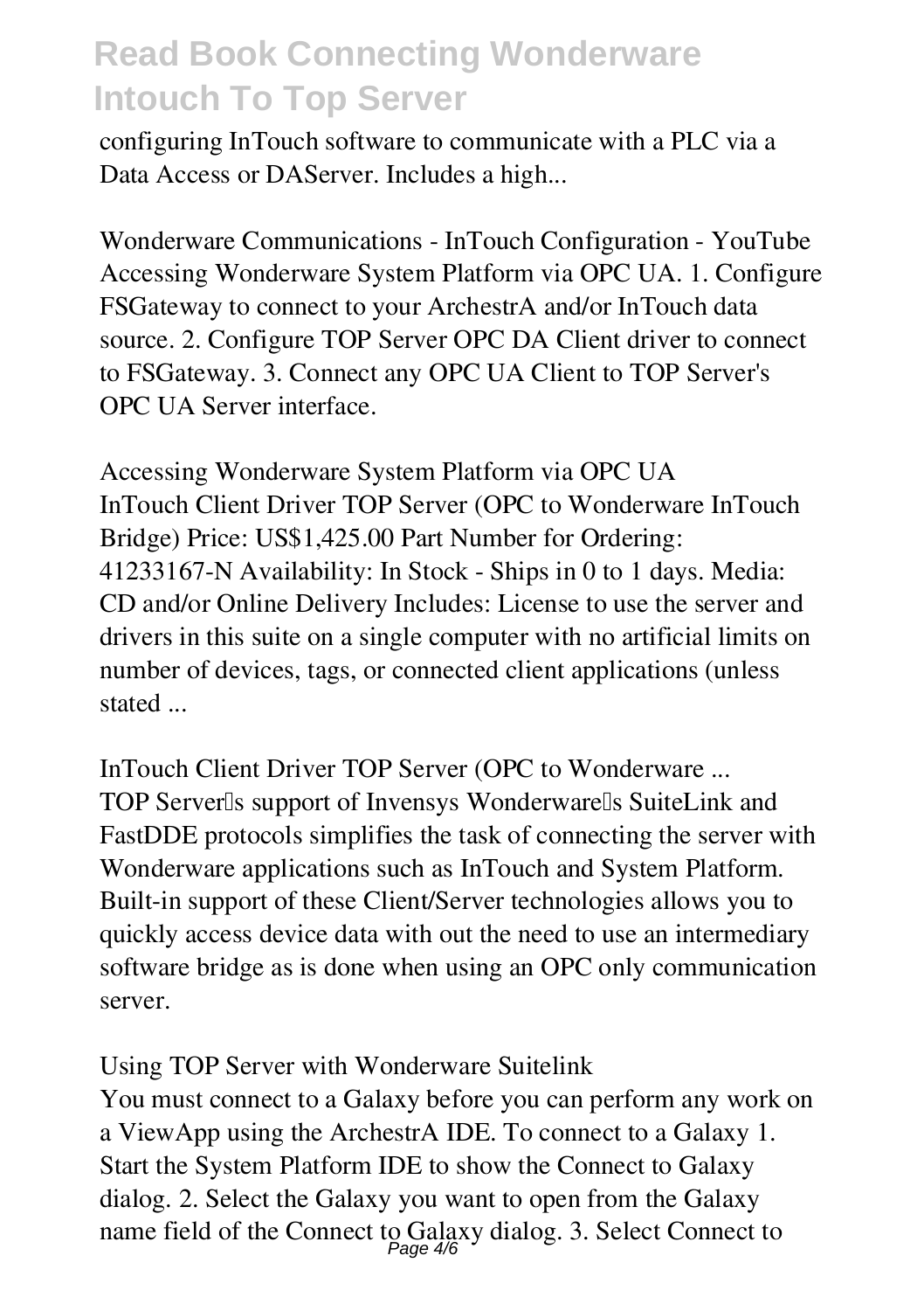configuring InTouch software to communicate with a PLC via a Data Access or DAServer. Includes a high...

**Wonderware Communications - InTouch Configuration - YouTube**

Accessing Wonderware System Platform via OPC UA. 1. Configure FSGateway to connect to your ArchestrA and/or InTouch data source. 2. Configure TOP Server OPC DA Client driver to connect to FSGateway. 3. Connect any OPC UA Client to TOP Server's OPC UA Server interface.

**Accessing Wonderware System Platform via OPC UA**

InTouch Client Driver TOP Server (OPC to Wonderware InTouch Bridge) Price: US$1,425.00 Part Number for Ordering: 41233167-N Availability: In Stock - Ships in 0 to 1 days. Media: CD and/or Online Delivery Includes: License to use the server and drivers in this suite on a single computer with no artificial limits on number of devices, tags, or connected client applications (unless stated ...

**InTouch Client Driver TOP Server (OPC to Wonderware ...**

TOP Server's support of Invensys Wonderware's SuiteLink and FastDDE protocols simplifies the task of connecting the server with Wonderware applications such as InTouch and System Platform. Built-in support of these Client/Server technologies allows you to quickly access device data with out the need to use an intermediary software bridge as is done when using an OPC only communication server.

**Using TOP Server with Wonderware Suitelink**

You must connect to a Galaxy before you can perform any work on a ViewApp using the ArchestrA IDE. To connect to a Galaxy 1. Start the System Platform IDE to show the Connect to Galaxy dialog. 2. Select the Galaxy you want to open from the Galaxy name field of the Connect to Galaxy dialog. 3. Select Connect to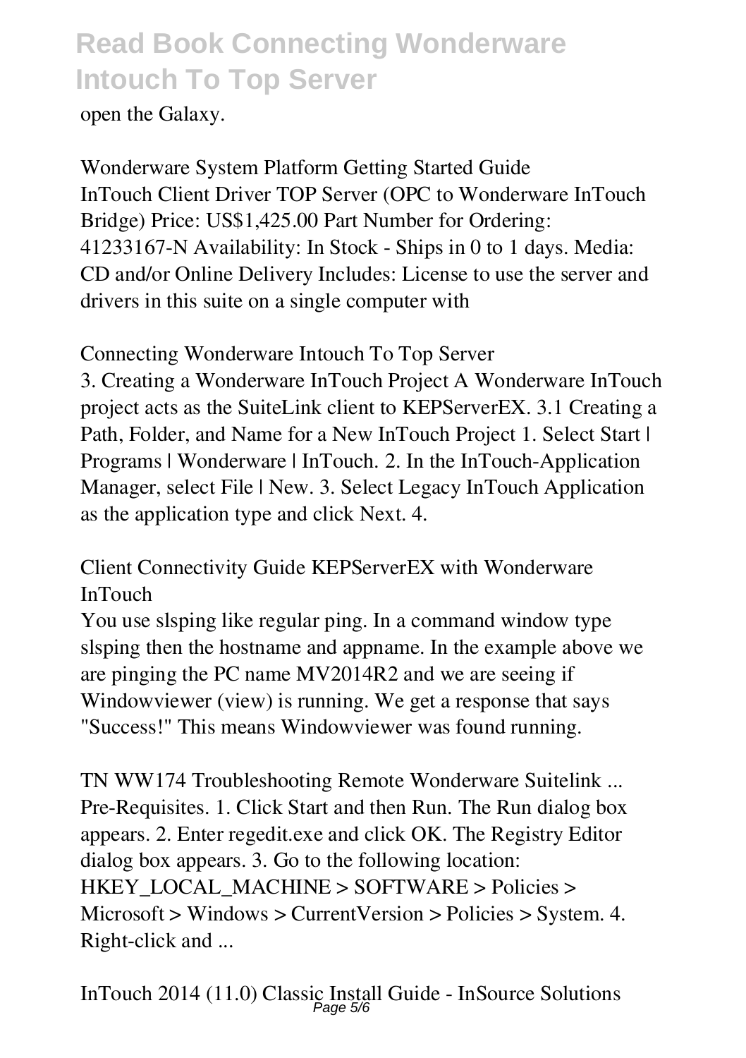open the Galaxy.

**Wonderware System Platform Getting Started Guide**
InTouch Client Driver TOP Server (OPC to Wonderware InTouch Bridge) Price: US$1,425.00 Part Number for Ordering: 41233167-N Availability: In Stock - Ships in 0 to 1 days. Media: CD and/or Online Delivery Includes: License to use the server and drivers in this suite on a single computer with

**Connecting Wonderware Intouch To Top Server**
3. Creating a Wonderware InTouch Project A Wonderware InTouch project acts as the SuiteLink client to KEPServerEX. 3.1 Creating a Path, Folder, and Name for a New InTouch Project 1. Select Start | Programs | Wonderware | InTouch. 2. In the InTouch-Application Manager, select File | New. 3. Select Legacy InTouch Application as the application type and click Next. 4.

**Client Connectivity Guide KEPServerEX with Wonderware InTouch**
You use slsping like regular ping. In a command window type slsping then the hostname and appname. In the example above we are pinging the PC name MV2014R2 and we are seeing if Windowviewer (view) is running. We get a response that says "Success!" This means Windowviewer was found running.

**TN WW174 Troubleshooting Remote Wonderware Suitelink ...**
Pre-Requisites. 1. Click Start and then Run. The Run dialog box appears. 2. Enter regedit.exe and click OK. The Registry Editor dialog box appears. 3. Go to the following location: HKEY_LOCAL_MACHINE > SOFTWARE > Policies > Microsoft > Windows > CurrentVersion > Policies > System. 4. Right-click and ...

**InTouch 2014 (11.0) Classic Install Guide - InSource Solutions**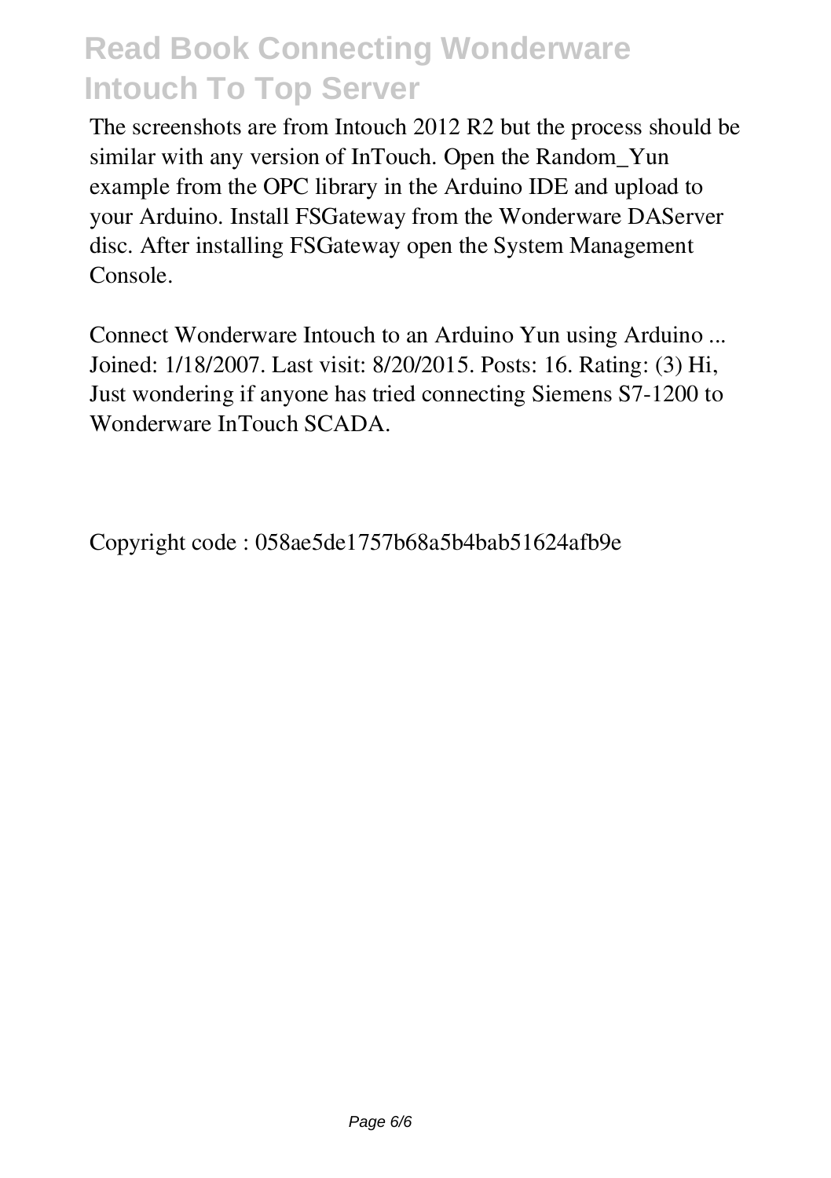The screenshots are from Intouch 2012 R2 but the process should be similar with any version of InTouch. Open the Random_Yun example from the OPC library in the Arduino IDE and upload to your Arduino. Install FSGateway from the Wonderware DAServer disc. After installing FSGateway open the System Management Console.

Connect Wonderware Intouch to an Arduino Yun using Arduino ...
Joined: 1/18/2007. Last visit: 8/20/2015. Posts: 16. Rating: (3) Hi, Just wondering if anyone has tried connecting Siemens S7-1200 to Wonderware InTouch SCADA.

Copyright code : 058ae5de1757b68a5b4bab51624afb9e